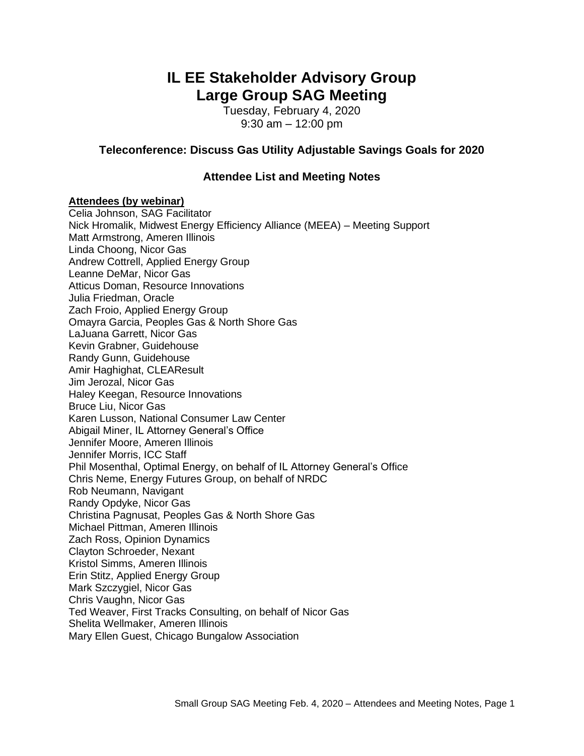# IL EE Stakeholder Advisory Group
# Large Group SAG Meeting

Tuesday, February 4, 2020
9:30 am – 12:00 pm

### Teleconference: Discuss Gas Utility Adjustable Savings Goals for 2020

### Attendee List and Meeting Notes

**Attendees (by webinar)**

Celia Johnson, SAG Facilitator
Nick Hromalik, Midwest Energy Efficiency Alliance (MEEA) – Meeting Support
Matt Armstrong, Ameren Illinois
Linda Choong, Nicor Gas
Andrew Cottrell, Applied Energy Group
Leanne DeMar, Nicor Gas
Atticus Doman, Resource Innovations
Julia Friedman, Oracle
Zach Froio, Applied Energy Group
Omayra Garcia, Peoples Gas & North Shore Gas
LaJuana Garrett, Nicor Gas
Kevin Grabner, Guidehouse
Randy Gunn, Guidehouse
Amir Haghighat, CLEAResult
Jim Jerozal, Nicor Gas
Haley Keegan, Resource Innovations
Bruce Liu, Nicor Gas
Karen Lusson, National Consumer Law Center
Abigail Miner, IL Attorney General's Office
Jennifer Moore, Ameren Illinois
Jennifer Morris, ICC Staff
Phil Mosenthal, Optimal Energy, on behalf of IL Attorney General's Office
Chris Neme, Energy Futures Group, on behalf of NRDC
Rob Neumann, Navigant
Randy Opdyke, Nicor Gas
Christina Pagnusat, Peoples Gas & North Shore Gas
Michael Pittman, Ameren Illinois
Zach Ross, Opinion Dynamics
Clayton Schroeder, Nexant
Kristol Simms, Ameren Illinois
Erin Stitz, Applied Energy Group
Mark Szczygiel, Nicor Gas
Chris Vaughn, Nicor Gas
Ted Weaver, First Tracks Consulting, on behalf of Nicor Gas
Shelita Wellmaker, Ameren Illinois
Mary Ellen Guest, Chicago Bungalow Association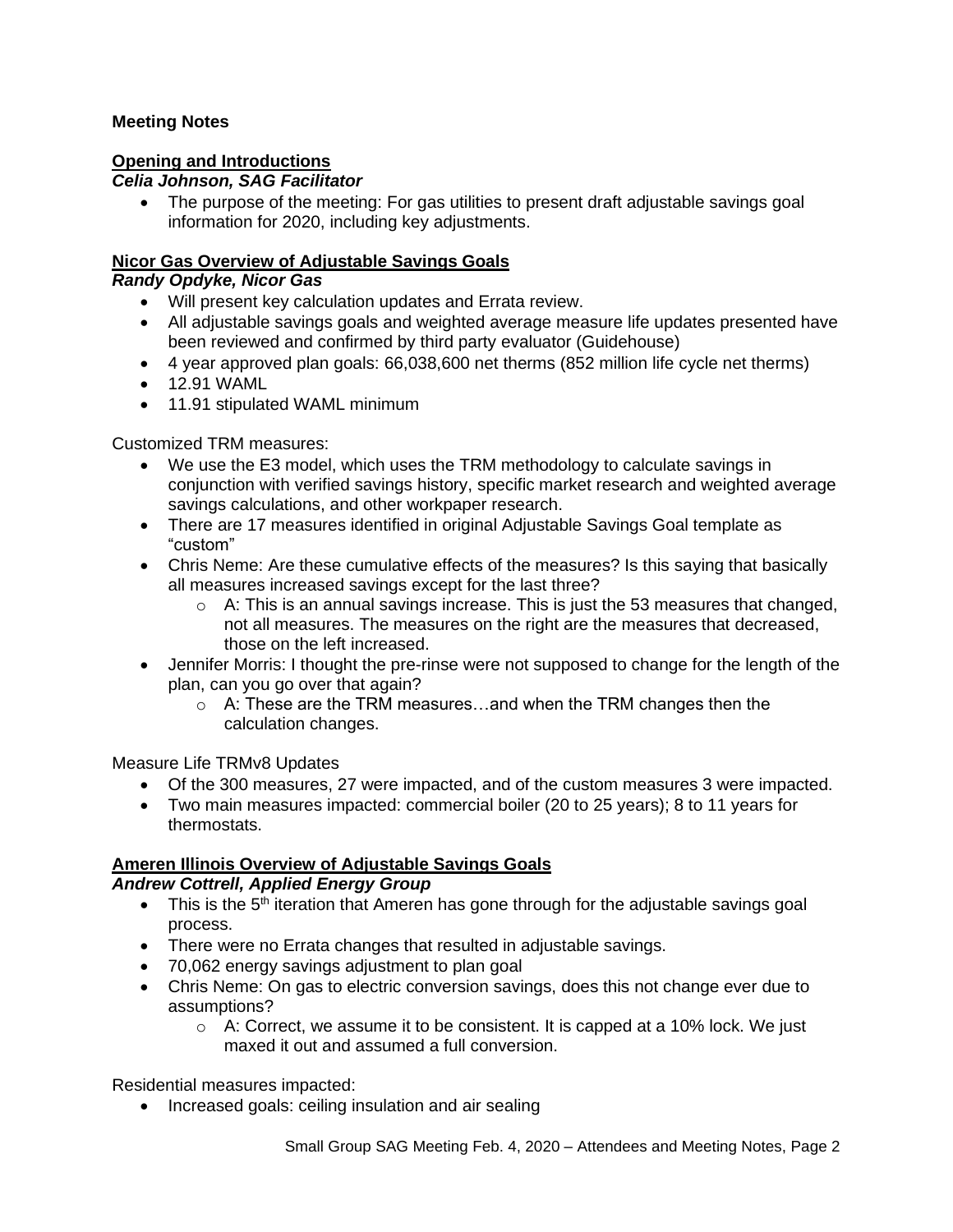**Meeting Notes**

**Opening and Introductions**
***Celia Johnson, SAG Facilitator***

- The purpose of the meeting: For gas utilities to present draft adjustable savings goal information for 2020, including key adjustments.

**Nicor Gas Overview of Adjustable Savings Goals**
***Randy Opdyke, Nicor Gas***

- Will present key calculation updates and Errata review.
- All adjustable savings goals and weighted average measure life updates presented have been reviewed and confirmed by third party evaluator (Guidehouse)
- 4 year approved plan goals: 66,038,600 net therms (852 million life cycle net therms)
- 12.91 WAML
- 11.91 stipulated WAML minimum

Customized TRM measures:

- We use the E3 model, which uses the TRM methodology to calculate savings in conjunction with verified savings history, specific market research and weighted average savings calculations, and other workpaper research.
- There are 17 measures identified in original Adjustable Savings Goal template as "custom"
- Chris Neme: Are these cumulative effects of the measures? Is this saying that basically all measures increased savings except for the last three?
    - A: This is an annual savings increase. This is just the 53 measures that changed, not all measures. The measures on the right are the measures that decreased, those on the left increased.
- Jennifer Morris: I thought the pre-rinse were not supposed to change for the length of the plan, can you go over that again?
    - A: These are the TRM measures…and when the TRM changes then the calculation changes.

Measure Life TRMv8 Updates

- Of the 300 measures, 27 were impacted, and of the custom measures 3 were impacted.
- Two main measures impacted: commercial boiler (20 to 25 years); 8 to 11 years for thermostats.

**Ameren Illinois Overview of Adjustable Savings Goals**
***Andrew Cottrell, Applied Energy Group***

- This is the 5th iteration that Ameren has gone through for the adjustable savings goal process.
- There were no Errata changes that resulted in adjustable savings.
- 70,062 energy savings adjustment to plan goal
- Chris Neme: On gas to electric conversion savings, does this not change ever due to assumptions?
    - A: Correct, we assume it to be consistent. It is capped at a 10% lock. We just maxed it out and assumed a full conversion.

Residential measures impacted:

- Increased goals: ceiling insulation and air sealing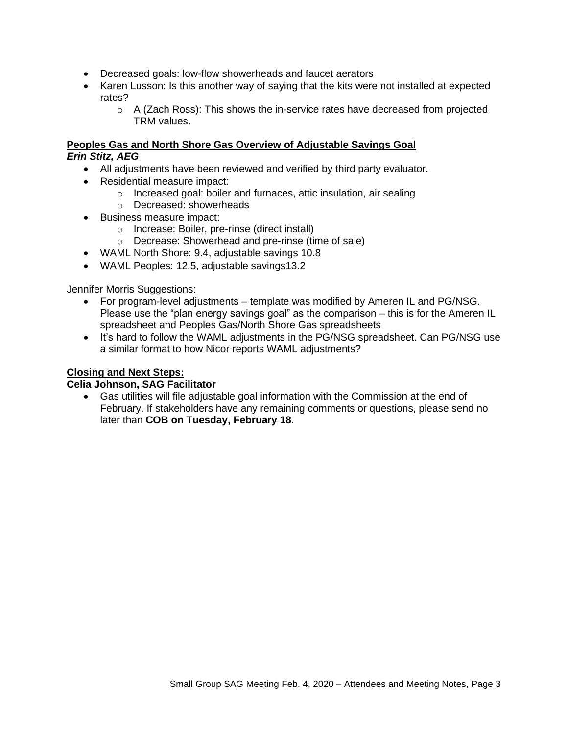- Decreased goals: low-flow showerheads and faucet aerators
- Karen Lusson: Is this another way of saying that the kits were not installed at expected rates?
  - A (Zach Ross): This shows the in-service rates have decreased from projected TRM values.

**Peoples Gas and North Shore Gas Overview of Adjustable Savings Goal**
***Erin Stitz, AEG***

- All adjustments have been reviewed and verified by third party evaluator.
- Residential measure impact:
  - Increased goal: boiler and furnaces, attic insulation, air sealing
  - Decreased: showerheads
- Business measure impact:
  - Increase: Boiler, pre-rinse (direct install)
  - Decrease: Showerhead and pre-rinse (time of sale)
- WAML North Shore: 9.4, adjustable savings 10.8
- WAML Peoples: 12.5, adjustable savings13.2

Jennifer Morris Suggestions:

- For program-level adjustments – template was modified by Ameren IL and PG/NSG. Please use the "plan energy savings goal" as the comparison – this is for the Ameren IL spreadsheet and Peoples Gas/North Shore Gas spreadsheets
- It's hard to follow the WAML adjustments in the PG/NSG spreadsheet. Can PG/NSG use a similar format to how Nicor reports WAML adjustments?

**Closing and Next Steps:**
**Celia Johnson, SAG Facilitator**

- Gas utilities will file adjustable goal information with the Commission at the end of February. If stakeholders have any remaining comments or questions, please send no later than **COB on Tuesday, February 18**.